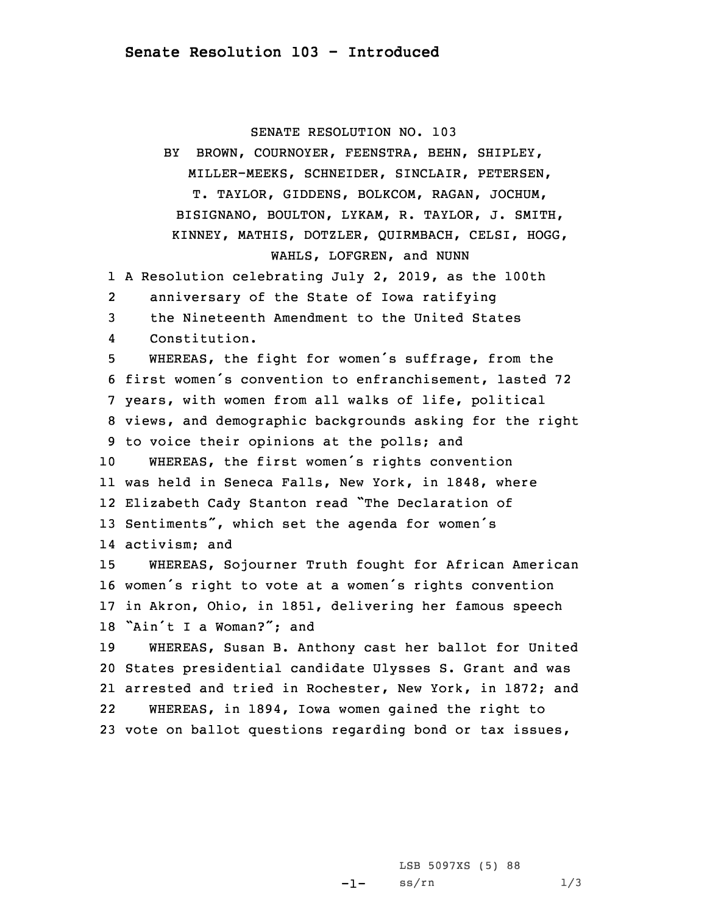# Senate Resolution 103 - Introduced

SENATE RESOLUTION NO. 103

BY BROWN, COURNOYER, FEENSTRA, BEHN, SHIPLEY, MILLER-MEEKS, SCHNEIDER, SINCLAIR, PETERSEN, T. TAYLOR, GIDDENS, BOLKCOM, RAGAN, JOCHUM, BISIGNANO, BOULTON, LYKAM, R. TAYLOR, J. SMITH, KINNEY, MATHIS, DOTZLER, QUIRMBACH, CELSI, HOGG, WAHLS, LOFGREN, and NUNN

1 A Resolution celebrating July 2, 2019, as the 100th
2 anniversary of the State of Iowa ratifying
3 the Nineteenth Amendment to the United States
4 Constitution.

5 WHEREAS, the fight for women's suffrage, from the
6 first women's convention to enfranchisement, lasted 72
7 years, with women from all walks of life, political
8 views, and demographic backgrounds asking for the right
9 to voice their opinions at the polls; and

10 WHEREAS, the first women's rights convention
11 was held in Seneca Falls, New York, in 1848, where
12 Elizabeth Cady Stanton read "The Declaration of
13 Sentiments", which set the agenda for women's
14 activism; and

15 WHEREAS, Sojourner Truth fought for African American
16 women's right to vote at a women's rights convention
17 in Akron, Ohio, in 1851, delivering her famous speech
18 "Ain't I a Woman?"; and

19 WHEREAS, Susan B. Anthony cast her ballot for United
20 States presidential candidate Ulysses S. Grant and was
21 arrested and tried in Rochester, New York, in 1872; and

22 WHEREAS, in 1894, Iowa women gained the right to
23 vote on ballot questions regarding bond or tax issues,

LSB 5097XS (5) 88
ss/rn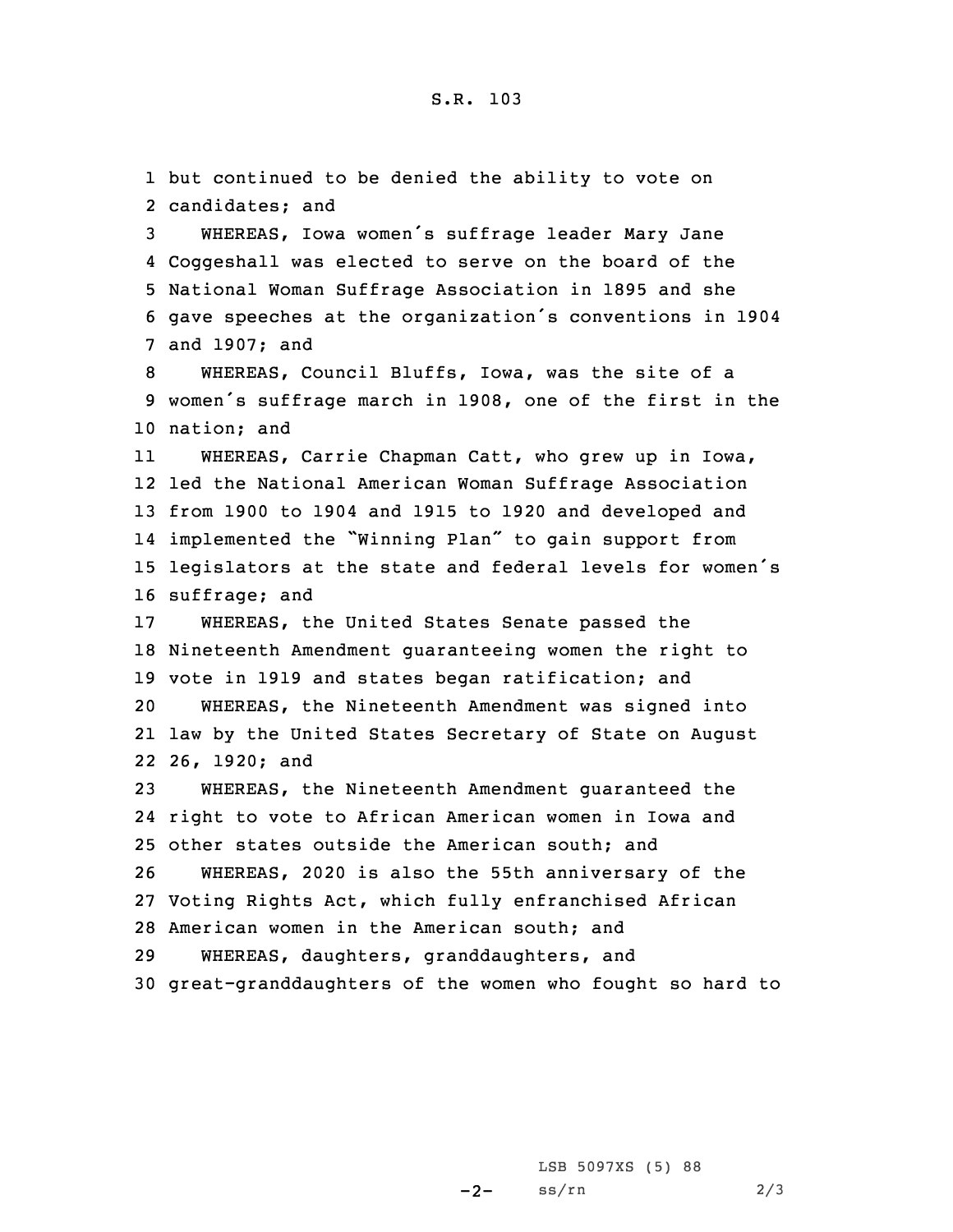but continued to be denied the ability to vote on candidates; and

WHEREAS, Iowa women's suffrage leader Mary Jane Coggeshall was elected to serve on the board of the National Woman Suffrage Association in 1895 and she gave speeches at the organization's conventions in 1904 and 1907; and

WHEREAS, Council Bluffs, Iowa, was the site of a women's suffrage march in 1908, one of the first in the nation; and

WHEREAS, Carrie Chapman Catt, who grew up in Iowa, led the National American Woman Suffrage Association from 1900 to 1904 and 1915 to 1920 and developed and implemented the "Winning Plan" to gain support from legislators at the state and federal levels for women's suffrage; and

WHEREAS, the United States Senate passed the Nineteenth Amendment guaranteeing women the right to vote in 1919 and states began ratification; and

WHEREAS, the Nineteenth Amendment was signed into law by the United States Secretary of State on August 26, 1920; and

WHEREAS, the Nineteenth Amendment guaranteed the right to vote to African American women in Iowa and other states outside the American south; and

WHEREAS, 2020 is also the 55th anniversary of the Voting Rights Act, which fully enfranchised African American women in the American south; and

WHEREAS, daughters, granddaughters, and great-granddaughters of the women who fought so hard to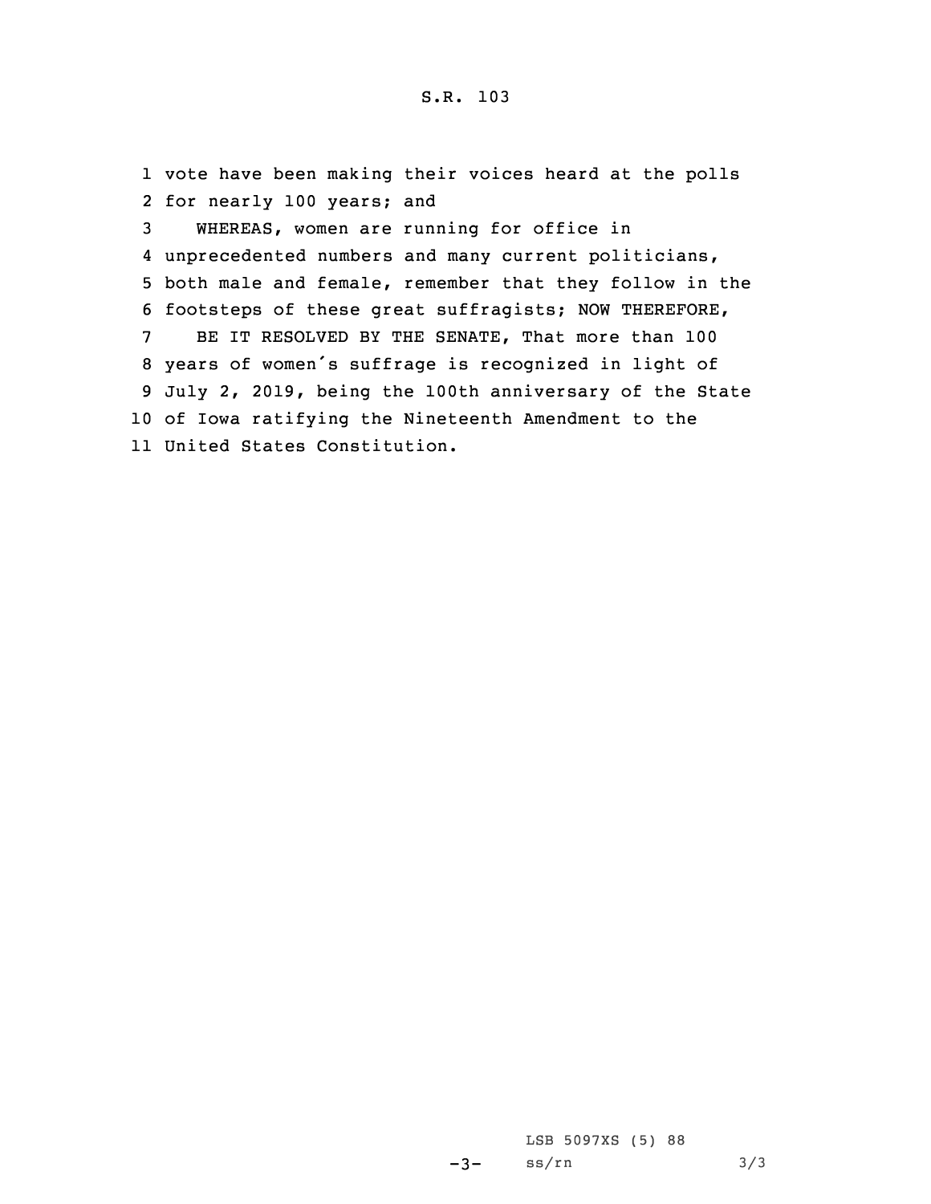vote have been making their voices heard at the polls for nearly 100 years; and

WHEREAS, women are running for office in unprecedented numbers and many current politicians, both male and female, remember that they follow in the footsteps of these great suffragists; NOW THEREFORE,

BE IT RESOLVED BY THE SENATE, That more than 100 years of women's suffrage is recognized in light of July 2, 2019, being the 100th anniversary of the State of Iowa ratifying the Nineteenth Amendment to the United States Constitution.